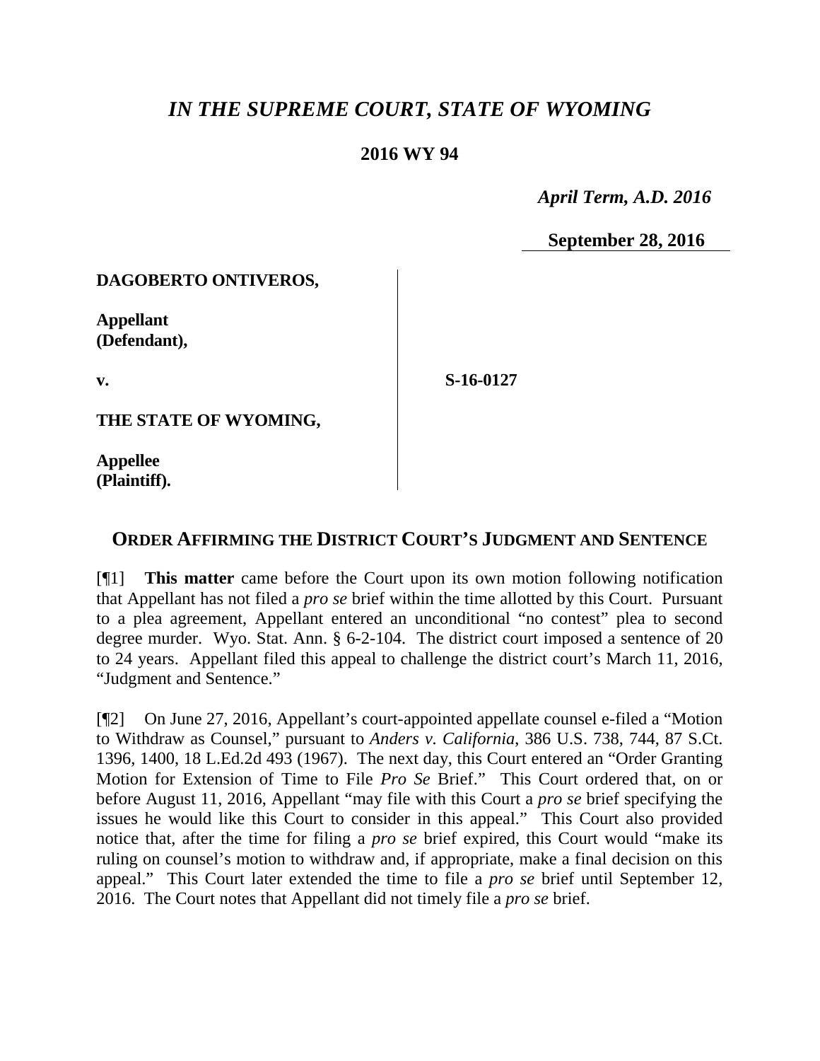# *IN THE SUPREME COURT, STATE OF WYOMING*

**2016 WY 94**

*April Term, A.D. 2016*

**September 28, 2016**

**DAGOBERTO ONTIVEROS,**

**Appellant (Defendant),**

**v.**

**S-16-0127**

**THE STATE OF WYOMING,**

**Appellee (Plaintiff).**

## ORDER AFFIRMING THE DISTRICT COURT'S JUDGMENT AND SENTENCE

[¶1] **This matter** came before the Court upon its own motion following notification that Appellant has not filed a *pro se* brief within the time allotted by this Court. Pursuant to a plea agreement, Appellant entered an unconditional "no contest" plea to second degree murder. Wyo. Stat. Ann. § 6-2-104. The district court imposed a sentence of 20 to 24 years. Appellant filed this appeal to challenge the district court's March 11, 2016, "Judgment and Sentence."

[¶2] On June 27, 2016, Appellant's court-appointed appellate counsel e-filed a "Motion to Withdraw as Counsel," pursuant to *Anders v. California*, 386 U.S. 738, 744, 87 S.Ct. 1396, 1400, 18 L.Ed.2d 493 (1967). The next day, this Court entered an "Order Granting Motion for Extension of Time to File *Pro Se* Brief." This Court ordered that, on or before August 11, 2016, Appellant "may file with this Court a *pro se* brief specifying the issues he would like this Court to consider in this appeal." This Court also provided notice that, after the time for filing a *pro se* brief expired, this Court would "make its ruling on counsel's motion to withdraw and, if appropriate, make a final decision on this appeal." This Court later extended the time to file a *pro se* brief until September 12, 2016. The Court notes that Appellant did not timely file a *pro se* brief.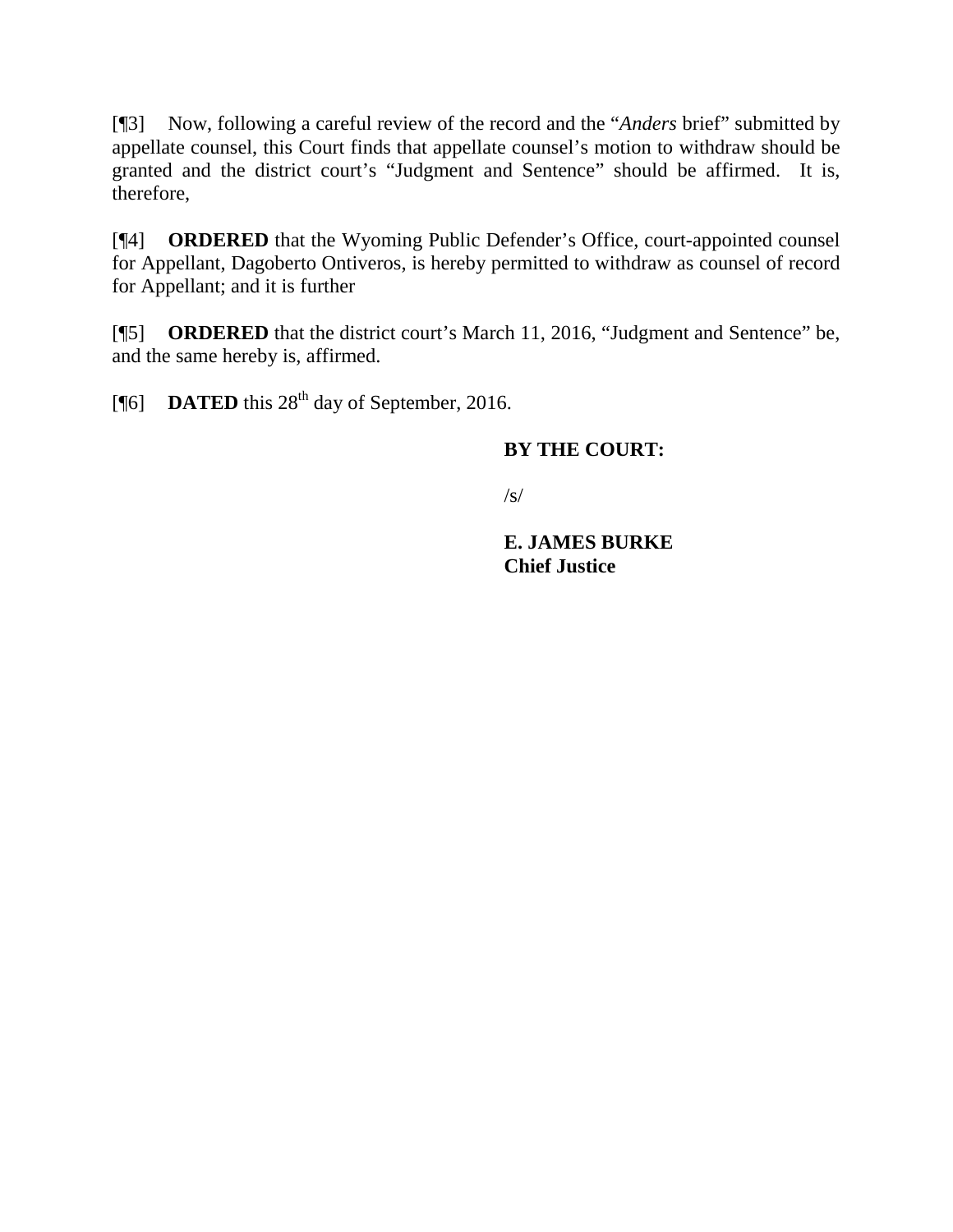[¶3] Now, following a careful review of the record and the "*Anders* brief" submitted by appellate counsel, this Court finds that appellate counsel's motion to withdraw should be granted and the district court's "Judgment and Sentence" should be affirmed. It is, therefore,

[¶4] **ORDERED** that the Wyoming Public Defender's Office, court-appointed counsel for Appellant, Dagoberto Ontiveros, is hereby permitted to withdraw as counsel of record for Appellant; and it is further

[¶5] **ORDERED** that the district court's March 11, 2016, "Judgment and Sentence" be, and the same hereby is, affirmed.

[¶6] **DATED** this 28th day of September, 2016.

**BY THE COURT:**

/s/

**E. JAMES BURKE**
**Chief Justice**